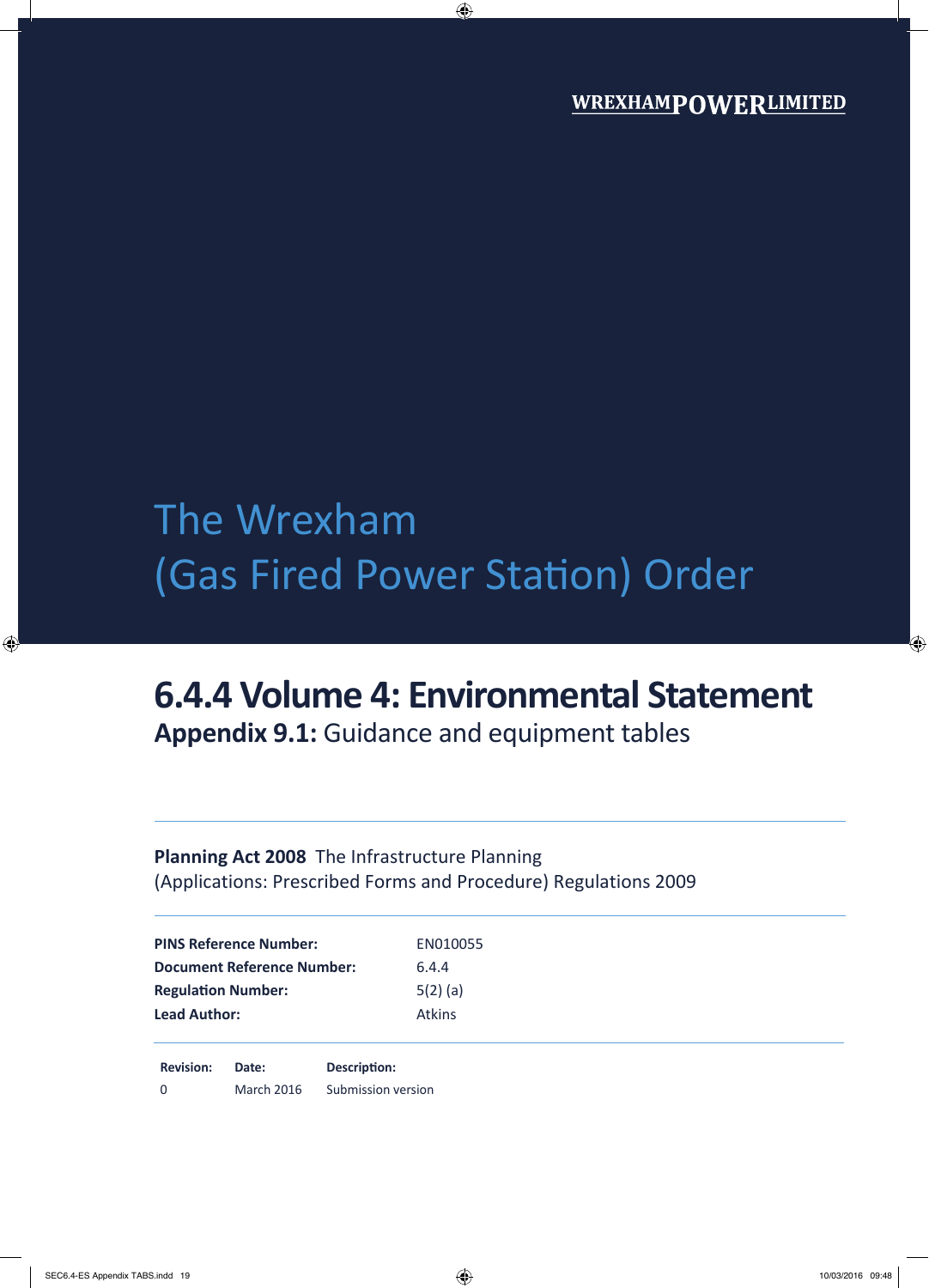WREXHAMPOWERLIMITED

# The Wrexham (Gas Fired Power Station) Order

## 6.4.4 Volume 4: Environmental Statement

**Appendix 9.1:** Guidance and equipment tables

**Planning Act 2008** The Infrastructure Planning (Applications: Prescribed Forms and Procedure) Regulations 2009

| | |
|---|---|
| **PINS Reference Number:** | EN010055 |
| **Document Reference Number:** | 6.4.4 |
| **Regulation Number:** | 5(2) (a) |
| **Lead Author:** | Atkins |

| Revision: | Date: | Description: |
|---|---|---|
| 0 | March 2016 | Submission version |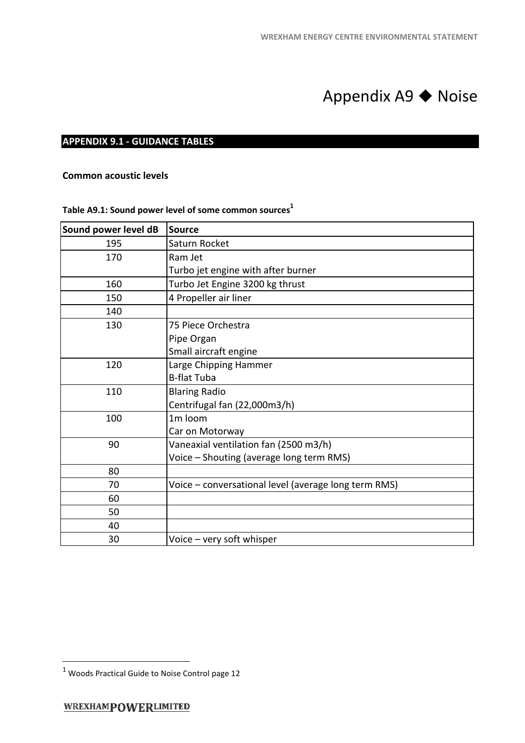# Appendix A9 ◆ Noise

## APPENDIX 9.1 - GUIDANCE TABLES

### Common acoustic levels

**Table A9.1: Sound power level of some common sources[1]**

| Sound power level dB | Source |
|---|---|
| 195 | Saturn Rocket |
| 170 | Ram Jet<br>Turbo jet engine with after burner |
| 160 | Turbo Jet Engine 3200 kg thrust |
| 150 | 4 Propeller air liner |
| 140 | |
| 130 | 75 Piece Orchestra<br>Pipe Organ<br>Small aircraft engine |
| 120 | Large Chipping Hammer<br>B-flat Tuba |
| 110 | Blaring Radio<br>Centrifugal fan (22,000m3/h) |
| 100 | 1m loom<br>Car on Motorway |
| 90 | Vaneaxial ventilation fan (2500 m3/h)<br>Voice – Shouting (average long term RMS) |
| 80 | |
| 70 | Voice – conversational level (average long term RMS) |
| 60 | |
| 50 | |
| 40 | |
| 30 | Voice – very soft whisper |

[1] Woods Practical Guide to Noise Control page 12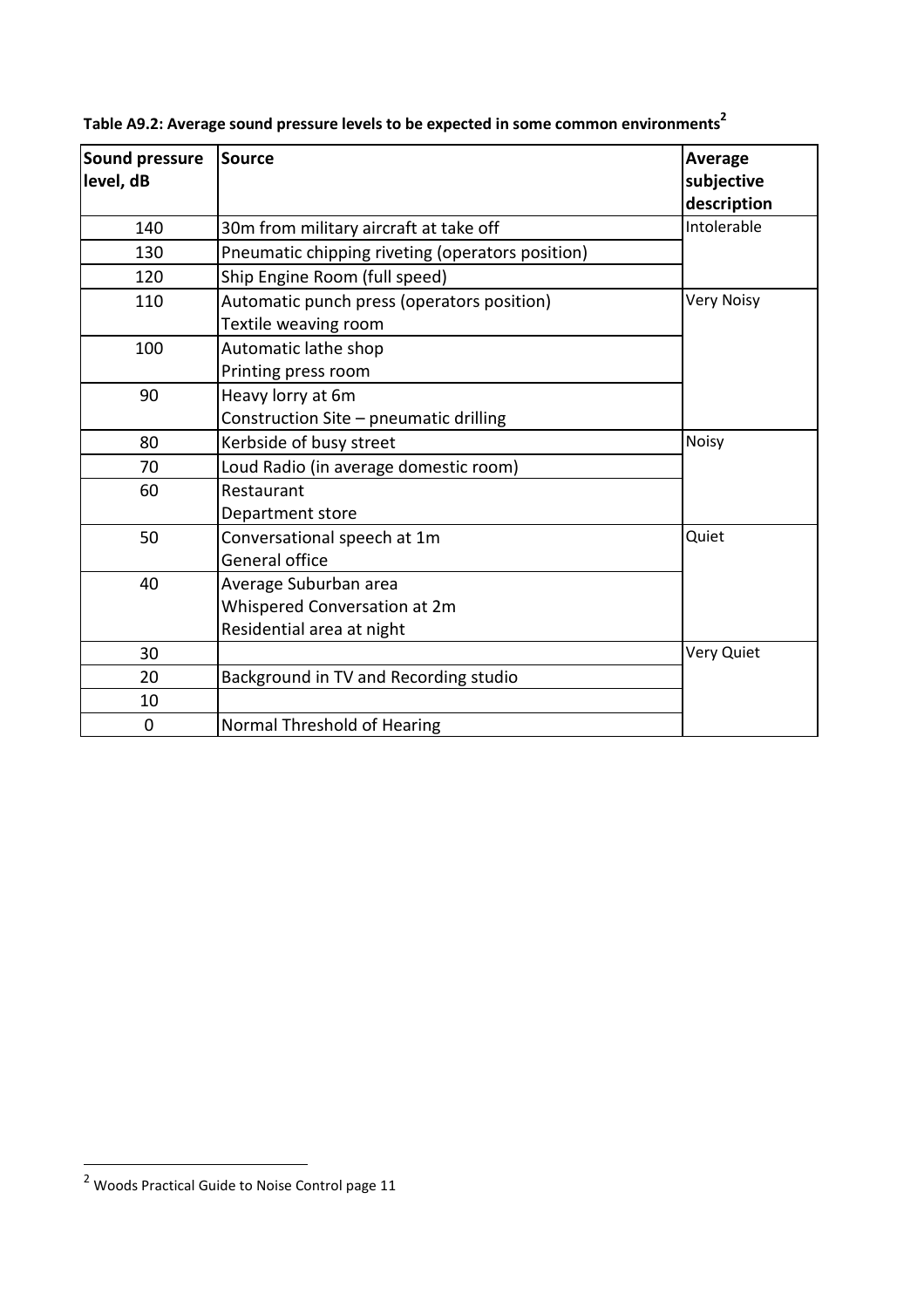**Table A9.2: Average sound pressure levels to be expected in some common environments[2]**

| Sound pressure level, dB | Source | Average subjective description |
|---|---|---|
| 140 | 30m from military aircraft at take off | Intolerable |
| 130 | Pneumatic chipping riveting (operators position) | |
| 120 | Ship Engine Room (full speed) | |
| 110 | Automatic punch press (operators position)<br>Textile weaving room | Very Noisy |
| 100 | Automatic lathe shop<br>Printing press room | |
| 90 | Heavy lorry at 6m<br>Construction Site – pneumatic drilling | |
| 80 | Kerbside of busy street | Noisy |
| 70 | Loud Radio (in average domestic room) | |
| 60 | Restaurant<br>Department store | |
| 50 | Conversational speech at 1m<br>General office | Quiet |
| 40 | Average Suburban area<br>Whispered Conversation at 2m<br>Residential area at night | |
| 30 | | Very Quiet |
| 20 | Background in TV and Recording studio | |
| 10 | | |
| 0 | Normal Threshold of Hearing | |

[2] Woods Practical Guide to Noise Control page 11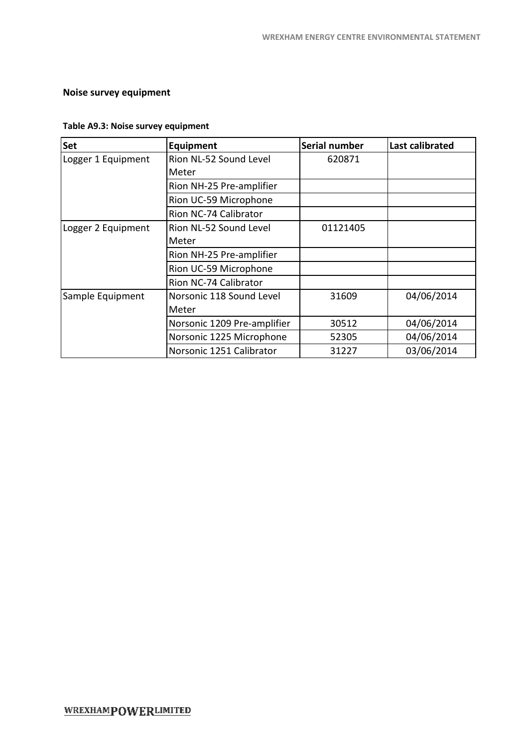## Noise survey equipment

**Table A9.3: Noise survey equipment**

| Set | Equipment | Serial number | Last calibrated |
|---|---|---|---|
| Logger 1 Equipment | Rion NL-52 Sound Level Meter | 620871 | |
| | Rion NH-25 Pre-amplifier | | |
| | Rion UC-59 Microphone | | |
| | Rion NC-74 Calibrator | | |
| Logger 2 Equipment | Rion NL-52 Sound Level Meter | 01121405 | |
| | Rion NH-25 Pre-amplifier | | |
| | Rion UC-59 Microphone | | |
| | Rion NC-74 Calibrator | | |
| Sample Equipment | Norsonic 118 Sound Level Meter | 31609 | 04/06/2014 |
| | Norsonic 1209 Pre-amplifier | 30512 | 04/06/2014 |
| | Norsonic 1225 Microphone | 52305 | 04/06/2014 |
| | Norsonic 1251 Calibrator | 31227 | 03/06/2014 |